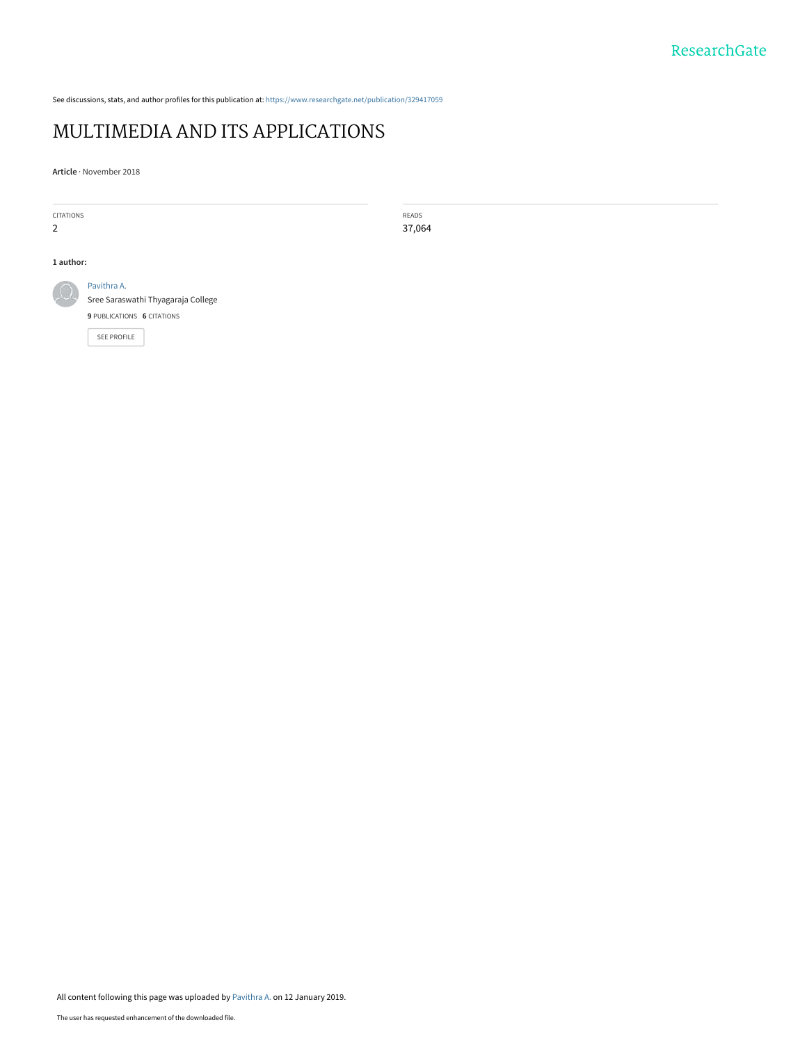See discussions, stats, and author profiles for this publication at: https://www.researchgate.net/publication/329417059

# MULTIMEDIA AND ITS APPLICATIONS

**Article** · November 2018

| CITATIONS | READS |
|---|---|
| 2 | 37,064 |

**1 author:**

Pavithra A.
Sree Saraswathi Thyagaraja College
**9** PUBLICATIONS **6** CITATIONS

SEE PROFILE

All content following this page was uploaded by Pavithra A. on 12 January 2019.

The user has requested enhancement of the downloaded file.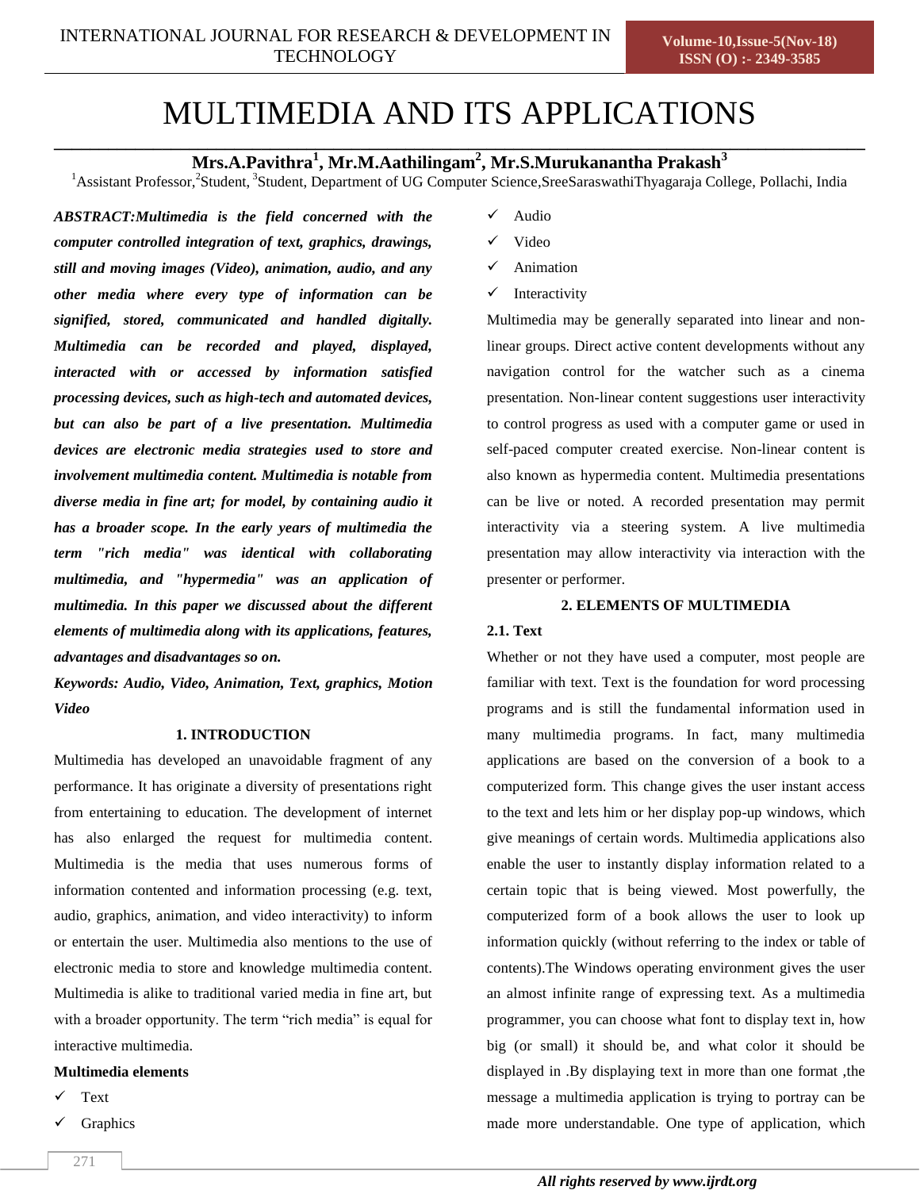# MULTIMEDIA AND ITS APPLICATIONS

**Mrs.A.Pavithra[1], Mr.M.Aathilingam[2], Mr.S.Murukanantha Prakash[3]**

[1]Assistant Professor,[2]Student, [3]Student, Department of UG Computer Science,SreeSaraswathiThyagaraja College, Pollachi, India

***ABSTRACT:Multimedia is the field concerned with the computer controlled integration of text, graphics, drawings, still and moving images (Video), animation, audio, and any other media where every type of information can be signified, stored, communicated and handled digitally. Multimedia can be recorded and played, displayed, interacted with or accessed by information satisfied processing devices, such as high-tech and automated devices, but can also be part of a live presentation. Multimedia devices are electronic media strategies used to store and involvement multimedia content. Multimedia is notable from diverse media in fine art; for model, by containing audio it has a broader scope. In the early years of multimedia the term "rich media" was identical with collaborating multimedia, and "hypermedia" was an application of multimedia. In this paper we discussed about the different elements of multimedia along with its applications, features, advantages and disadvantages so on.***

***Keywords: Audio, Video, Animation, Text, graphics, Motion Video***

## 1. INTRODUCTION

Multimedia has developed an unavoidable fragment of any performance. It has originate a diversity of presentations right from entertaining to education. The development of internet has also enlarged the request for multimedia content. Multimedia is the media that uses numerous forms of information contented and information processing (e.g. text, audio, graphics, animation, and video interactivity) to inform or entertain the user. Multimedia also mentions to the use of electronic media to store and knowledge multimedia content. Multimedia is alike to traditional varied media in fine art, but with a broader opportunity. The term “rich media” is equal for interactive multimedia.

**Multimedia elements**

- ✓ Text
- ✓ Graphics
- ✓ Audio
- ✓ Video
- ✓ Animation
- ✓ Interactivity

Multimedia may be generally separated into linear and non-linear groups. Direct active content developments without any navigation control for the watcher such as a cinema presentation. Non-linear content suggestions user interactivity to control progress as used with a computer game or used in self-paced computer created exercise. Non-linear content is also known as hypermedia content. Multimedia presentations can be live or noted. A recorded presentation may permit interactivity via a steering system. A live multimedia presentation may allow interactivity via interaction with the presenter or performer.

## 2. ELEMENTS OF MULTIMEDIA

### 2.1. Text

Whether or not they have used a computer, most people are familiar with text. Text is the foundation for word processing programs and is still the fundamental information used in many multimedia programs. In fact, many multimedia applications are based on the conversion of a book to a computerized form. This change gives the user instant access to the text and lets him or her display pop-up windows, which give meanings of certain words. Multimedia applications also enable the user to instantly display information related to a certain topic that is being viewed. Most powerfully, the computerized form of a book allows the user to look up information quickly (without referring to the index or table of contents).The Windows operating environment gives the user an almost infinite range of expressing text. As a multimedia programmer, you can choose what font to display text in, how big (or small) it should be, and what color it should be displayed in .By displaying text in more than one format ,the message a multimedia application is trying to portray can be made more understandable. One type of application, which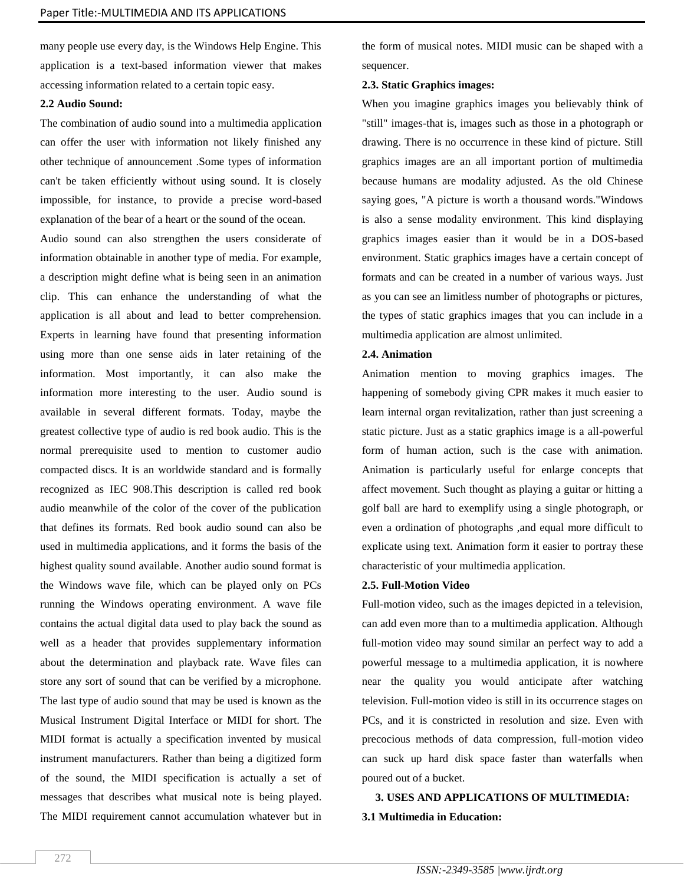many people use every day, is the Windows Help Engine. This application is a text-based information viewer that makes accessing information related to a certain topic easy.

**2.2 Audio Sound:**

The combination of audio sound into a multimedia application can offer the user with information not likely finished any other technique of announcement .Some types of information can't be taken efficiently without using sound. It is closely impossible, for instance, to provide a precise word-based explanation of the bear of a heart or the sound of the ocean.

Audio sound can also strengthen the users considerate of information obtainable in another type of media. For example, a description might define what is being seen in an animation clip. This can enhance the understanding of what the application is all about and lead to better comprehension. Experts in learning have found that presenting information using more than one sense aids in later retaining of the information. Most importantly, it can also make the information more interesting to the user. Audio sound is available in several different formats. Today, maybe the greatest collective type of audio is red book audio. This is the normal prerequisite used to mention to customer audio compacted discs. It is an worldwide standard and is formally recognized as IEC 908.This description is called red book audio meanwhile of the color of the cover of the publication that defines its formats. Red book audio sound can also be used in multimedia applications, and it forms the basis of the highest quality sound available. Another audio sound format is the Windows wave file, which can be played only on PCs running the Windows operating environment. A wave file contains the actual digital data used to play back the sound as well as a header that provides supplementary information about the determination and playback rate. Wave files can store any sort of sound that can be verified by a microphone. The last type of audio sound that may be used is known as the Musical Instrument Digital Interface or MIDI for short. The MIDI format is actually a specification invented by musical instrument manufacturers. Rather than being a digitized form of the sound, the MIDI specification is actually a set of messages that describes what musical note is being played. The MIDI requirement cannot accumulation whatever but in the form of musical notes. MIDI music can be shaped with a sequencer.

**2.3. Static Graphics images:**

When you imagine graphics images you believably think of "still" images-that is, images such as those in a photograph or drawing. There is no occurrence in these kind of picture. Still graphics images are an all important portion of multimedia because humans are modality adjusted. As the old Chinese saying goes, "A picture is worth a thousand words."Windows is also a sense modality environment. This kind displaying graphics images easier than it would be in a DOS-based environment. Static graphics images have a certain concept of formats and can be created in a number of various ways. Just as you can see an limitless number of photographs or pictures, the types of static graphics images that you can include in a multimedia application are almost unlimited.

**2.4. Animation**

Animation mention to moving graphics images. The happening of somebody giving CPR makes it much easier to learn internal organ revitalization, rather than just screening a static picture. Just as a static graphics image is a all-powerful form of human action, such is the case with animation. Animation is particularly useful for enlarge concepts that affect movement. Such thought as playing a guitar or hitting a golf ball are hard to exemplify using a single photograph, or even a ordination of photographs ,and equal more difficult to explicate using text. Animation form it easier to portray these characteristic of your multimedia application.

**2.5. Full-Motion Video**

Full-motion video, such as the images depicted in a television, can add even more than to a multimedia application. Although full-motion video may sound similar an perfect way to add a powerful message to a multimedia application, it is nowhere near the quality you would anticipate after watching television. Full-motion video is still in its occurrence stages on PCs, and it is constricted in resolution and size. Even with precocious methods of data compression, full-motion video can suck up hard disk space faster than waterfalls when poured out of a bucket.

**3. USES AND APPLICATIONS OF MULTIMEDIA:**

**3.1 Multimedia in Education:**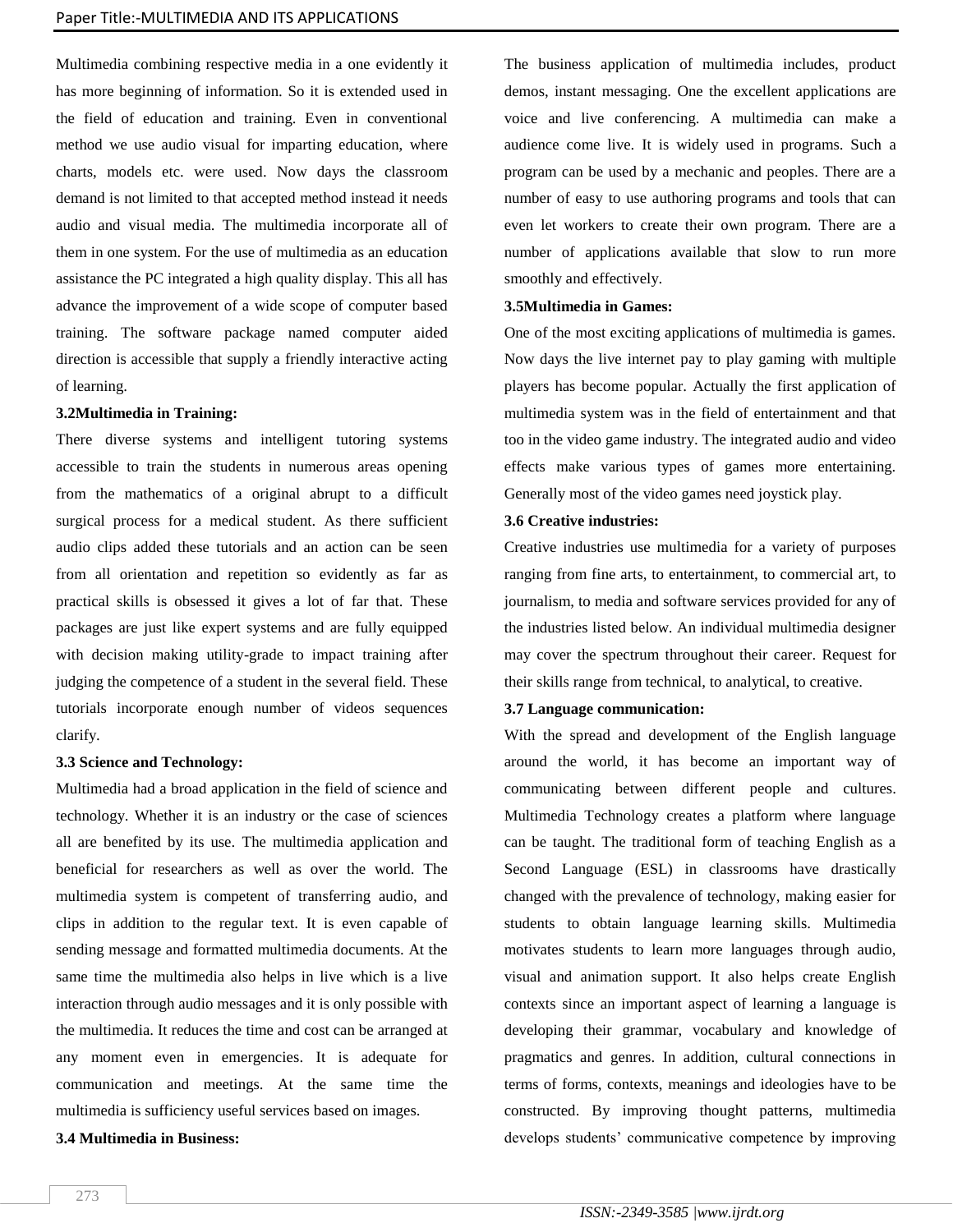Multimedia combining respective media in a one evidently it has more beginning of information. So it is extended used in the field of education and training. Even in conventional method we use audio visual for imparting education, where charts, models etc. were used. Now days the classroom demand is not limited to that accepted method instead it needs audio and visual media. The multimedia incorporate all of them in one system. For the use of multimedia as an education assistance the PC integrated a high quality display. This all has advance the improvement of a wide scope of computer based training. The software package named computer aided direction is accessible that supply a friendly interactive acting of learning.

**3.2Multimedia in Training:**

There diverse systems and intelligent tutoring systems accessible to train the students in numerous areas opening from the mathematics of a original abrupt to a difficult surgical process for a medical student. As there sufficient audio clips added these tutorials and an action can be seen from all orientation and repetition so evidently as far as practical skills is obsessed it gives a lot of far that. These packages are just like expert systems and are fully equipped with decision making utility-grade to impact training after judging the competence of a student in the several field. These tutorials incorporate enough number of videos sequences clarify.

**3.3 Science and Technology:**

Multimedia had a broad application in the field of science and technology. Whether it is an industry or the case of sciences all are benefited by its use. The multimedia application and beneficial for researchers as well as over the world. The multimedia system is competent of transferring audio, and clips in addition to the regular text. It is even capable of sending message and formatted multimedia documents. At the same time the multimedia also helps in live which is a live interaction through audio messages and it is only possible with the multimedia. It reduces the time and cost can be arranged at any moment even in emergencies. It is adequate for communication and meetings. At the same time the multimedia is sufficiency useful services based on images.

**3.4 Multimedia in Business:**

The business application of multimedia includes, product demos, instant messaging. One the excellent applications are voice and live conferencing. A multimedia can make a audience come live. It is widely used in programs. Such a program can be used by a mechanic and peoples. There are a number of easy to use authoring programs and tools that can even let workers to create their own program. There are a number of applications available that slow to run more smoothly and effectively.

**3.5Multimedia in Games:**

One of the most exciting applications of multimedia is games. Now days the live internet pay to play gaming with multiple players has become popular. Actually the first application of multimedia system was in the field of entertainment and that too in the video game industry. The integrated audio and video effects make various types of games more entertaining. Generally most of the video games need joystick play.

**3.6 Creative industries:**

Creative industries use multimedia for a variety of purposes ranging from fine arts, to entertainment, to commercial art, to journalism, to media and software services provided for any of the industries listed below. An individual multimedia designer may cover the spectrum throughout their career. Request for their skills range from technical, to analytical, to creative.

**3.7 Language communication:**

With the spread and development of the English language around the world, it has become an important way of communicating between different people and cultures. Multimedia Technology creates a platform where language can be taught. The traditional form of teaching English as a Second Language (ESL) in classrooms have drastically changed with the prevalence of technology, making easier for students to obtain language learning skills. Multimedia motivates students to learn more languages through audio, visual and animation support. It also helps create English contexts since an important aspect of learning a language is developing their grammar, vocabulary and knowledge of pragmatics and genres. In addition, cultural connections in terms of forms, contexts, meanings and ideologies have to be constructed. By improving thought patterns, multimedia develops students' communicative competence by improving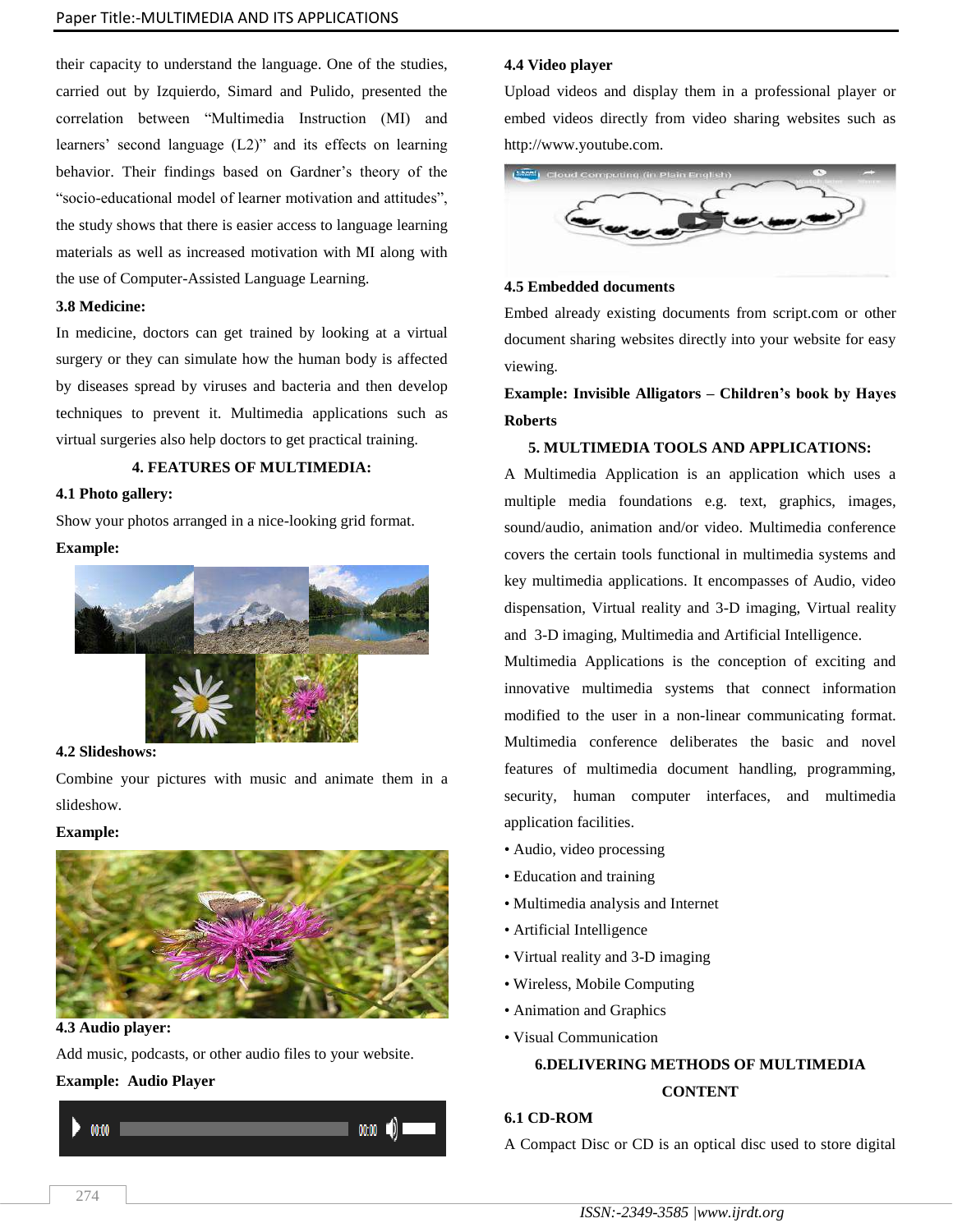their capacity to understand the language. One of the studies, carried out by Izquierdo, Simard and Pulido, presented the correlation between "Multimedia Instruction (MI) and learners' second language (L2)" and its effects on learning behavior. Their findings based on Gardner's theory of the "socio-educational model of learner motivation and attitudes", the study shows that there is easier access to language learning materials as well as increased motivation with MI along with the use of Computer-Assisted Language Learning.

**3.8 Medicine:**

In medicine, doctors can get trained by looking at a virtual surgery or they can simulate how the human body is affected by diseases spread by viruses and bacteria and then develop techniques to prevent it. Multimedia applications such as virtual surgeries also help doctors to get practical training.

## 4. FEATURES OF MULTIMEDIA:

**4.1 Photo gallery:**

Show your photos arranged in a nice-looking grid format.

**Example:**

**4.2 Slideshows:**

Combine your pictures with music and animate them in a slideshow.

**Example:**

**4.3 Audio player:**

Add music, podcasts, or other audio files to your website.

**Example: Audio Player**

**4.4 Video player**

Upload videos and display them in a professional player or embed videos directly from video sharing websites such as http://www.youtube.com.

**4.5 Embedded documents**

Embed already existing documents from script.com or other document sharing websites directly into your website for easy viewing.

**Example: Invisible Alligators – Children's book by Hayes Roberts**

## 5. MULTIMEDIA TOOLS AND APPLICATIONS:

A Multimedia Application is an application which uses a multiple media foundations e.g. text, graphics, images, sound/audio, animation and/or video. Multimedia conference covers the certain tools functional in multimedia systems and key multimedia applications. It encompasses of Audio, video dispensation, Virtual reality and 3-D imaging, Virtual reality and 3-D imaging, Multimedia and Artificial Intelligence.

Multimedia Applications is the conception of exciting and innovative multimedia systems that connect information modified to the user in a non-linear communicating format. Multimedia conference deliberates the basic and novel features of multimedia document handling, programming, security, human computer interfaces, and multimedia application facilities.

- Audio, video processing
- Education and training
- Multimedia analysis and Internet
- Artificial Intelligence
- Virtual reality and 3-D imaging
- Wireless, Mobile Computing
- Animation and Graphics
- Visual Communication

## 6.DELIVERING METHODS OF MULTIMEDIA CONTENT

**6.1 CD-ROM**

A Compact Disc or CD is an optical disc used to store digital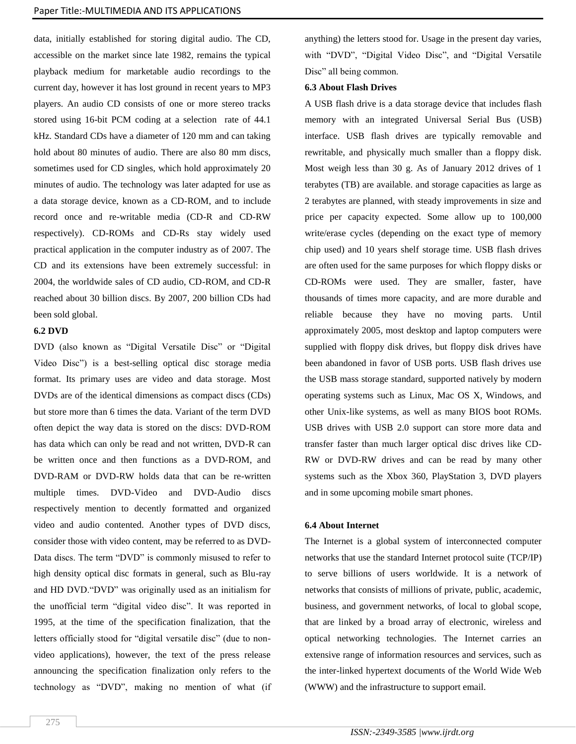data, initially established for storing digital audio. The CD, accessible on the market since late 1982, remains the typical playback medium for marketable audio recordings to the current day, however it has lost ground in recent years to MP3 players. An audio CD consists of one or more stereo tracks stored using 16-bit PCM coding at a selection rate of 44.1 kHz. Standard CDs have a diameter of 120 mm and can taking hold about 80 minutes of audio. There are also 80 mm discs, sometimes used for CD singles, which hold approximately 20 minutes of audio. The technology was later adapted for use as a data storage device, known as a CD-ROM, and to include record once and re-writable media (CD-R and CD-RW respectively). CD-ROMs and CD-Rs stay widely used practical application in the computer industry as of 2007. The CD and its extensions have been extremely successful: in 2004, the worldwide sales of CD audio, CD-ROM, and CD-R reached about 30 billion discs. By 2007, 200 billion CDs had been sold global.

**6.2 DVD**

DVD (also known as "Digital Versatile Disc" or "Digital Video Disc") is a best-selling optical disc storage media format. Its primary uses are video and data storage. Most DVDs are of the identical dimensions as compact discs (CDs) but store more than 6 times the data. Variant of the term DVD often depict the way data is stored on the discs: DVD-ROM has data which can only be read and not written, DVD-R can be written once and then functions as a DVD-ROM, and DVD-RAM or DVD-RW holds data that can be re-written multiple times. DVD-Video and DVD-Audio discs respectively mention to decently formatted and organized video and audio contented. Another types of DVD discs, consider those with video content, may be referred to as DVD-Data discs. The term "DVD" is commonly misused to refer to high density optical disc formats in general, such as Blu-ray and HD DVD."DVD" was originally used as an initialism for the unofficial term "digital video disc". It was reported in 1995, at the time of the specification finalization, that the letters officially stood for "digital versatile disc" (due to non-video applications), however, the text of the press release announcing the specification finalization only refers to the technology as "DVD", making no mention of what (if anything) the letters stood for. Usage in the present day varies, with "DVD", "Digital Video Disc", and "Digital Versatile Disc" all being common.

**6.3 About Flash Drives**

A USB flash drive is a data storage device that includes flash memory with an integrated Universal Serial Bus (USB) interface. USB flash drives are typically removable and rewritable, and physically much smaller than a floppy disk. Most weigh less than 30 g. As of January 2012 drives of 1 terabytes (TB) are available. and storage capacities as large as 2 terabytes are planned, with steady improvements in size and price per capacity expected. Some allow up to 100,000 write/erase cycles (depending on the exact type of memory chip used) and 10 years shelf storage time. USB flash drives are often used for the same purposes for which floppy disks or CD-ROMs were used. They are smaller, faster, have thousands of times more capacity, and are more durable and reliable because they have no moving parts. Until approximately 2005, most desktop and laptop computers were supplied with floppy disk drives, but floppy disk drives have been abandoned in favor of USB ports. USB flash drives use the USB mass storage standard, supported natively by modern operating systems such as Linux, Mac OS X, Windows, and other Unix-like systems, as well as many BIOS boot ROMs. USB drives with USB 2.0 support can store more data and transfer faster than much larger optical disc drives like CD-RW or DVD-RW drives and can be read by many other systems such as the Xbox 360, PlayStation 3, DVD players and in some upcoming mobile smart phones.

**6.4 About Internet**

The Internet is a global system of interconnected computer networks that use the standard Internet protocol suite (TCP/IP) to serve billions of users worldwide. It is a network of networks that consists of millions of private, public, academic, business, and government networks, of local to global scope, that are linked by a broad array of electronic, wireless and optical networking technologies. The Internet carries an extensive range of information resources and services, such as the inter-linked hypertext documents of the World Wide Web (WWW) and the infrastructure to support email.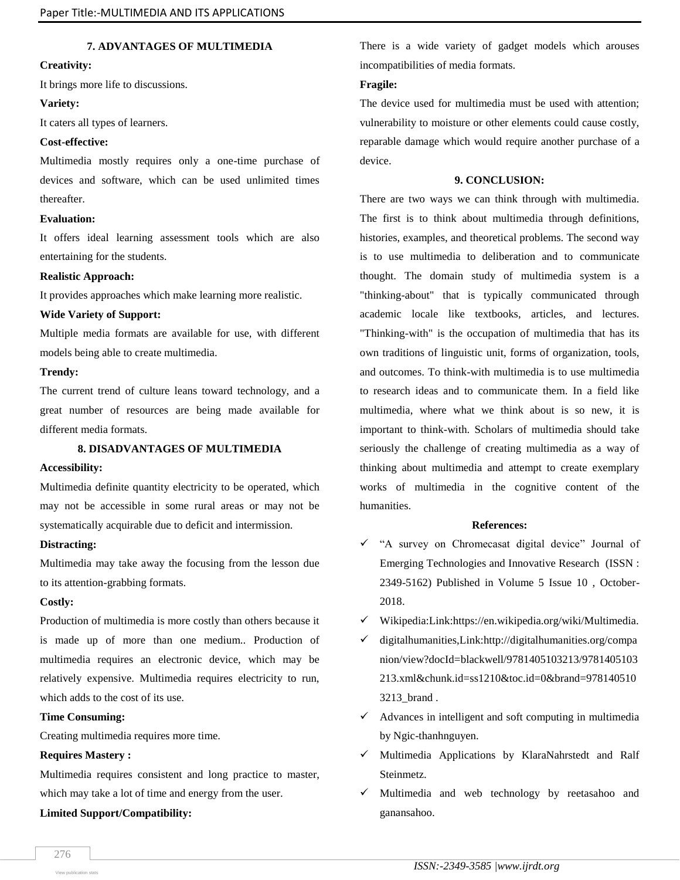## 7. ADVANTAGES OF MULTIMEDIA

**Creativity:**

It brings more life to discussions.

**Variety:**

It caters all types of learners.

**Cost-effective:**

Multimedia mostly requires only a one-time purchase of devices and software, which can be used unlimited times thereafter.

**Evaluation:**

It offers ideal learning assessment tools which are also entertaining for the students.

**Realistic Approach:**

It provides approaches which make learning more realistic.

**Wide Variety of Support:**

Multiple media formats are available for use, with different models being able to create multimedia.

**Trendy:**

The current trend of culture leans toward technology, and a great number of resources are being made available for different media formats.

## 8. DISADVANTAGES OF MULTIMEDIA

**Accessibility:**

Multimedia definite quantity electricity to be operated, which may not be accessible in some rural areas or may not be systematically acquirable due to deficit and intermission.

**Distracting:**

Multimedia may take away the focusing from the lesson due to its attention-grabbing formats.

**Costly:**

Production of multimedia is more costly than others because it is made up of more than one medium.. Production of multimedia requires an electronic device, which may be relatively expensive. Multimedia requires electricity to run, which adds to the cost of its use.

**Time Consuming:**

Creating multimedia requires more time.

**Requires Mastery :**

Multimedia requires consistent and long practice to master, which may take a lot of time and energy from the user.

**Limited Support/Compatibility:**

There is a wide variety of gadget models which arouses incompatibilities of media formats.

**Fragile:**

The device used for multimedia must be used with attention; vulnerability to moisture or other elements could cause costly, reparable damage which would require another purchase of a device.

## 9. CONCLUSION:

There are two ways we can think through with multimedia. The first is to think about multimedia through definitions, histories, examples, and theoretical problems. The second way is to use multimedia to deliberation and to communicate thought. The domain study of multimedia system is a "thinking-about" that is typically communicated through academic locale like textbooks, articles, and lectures. "Thinking-with" is the occupation of multimedia that has its own traditions of linguistic unit, forms of organization, tools, and outcomes. To think-with multimedia is to use multimedia to research ideas and to communicate them. In a field like multimedia, where what we think about is so new, it is important to think-with. Scholars of multimedia should take seriously the challenge of creating multimedia as a way of thinking about multimedia and attempt to create exemplary works of multimedia in the cognitive content of the humanities.

## References:

- ✓ "A survey on Chromecasat digital device" Journal of Emerging Technologies and Innovative Research (ISSN : 2349-5162) Published in Volume 5 Issue 10 , October-2018.
- ✓ Wikipedia:Link:https://en.wikipedia.org/wiki/Multimedia.
- ✓ digitalhumanities,Link:http://digitalhumanities.org/companion/view?docId=blackwell/9781405103213/9781405103213.xml&chunk.id=ss1210&toc.id=0&brand=9781405103213_brand .
- ✓ Advances in intelligent and soft computing in multimedia by Ngic-thanhnguyen.
- ✓ Multimedia Applications by KlaraNahrstedt and Ralf Steinmetz.
- ✓ Multimedia and web technology by reetasahoo and ganansahoo.